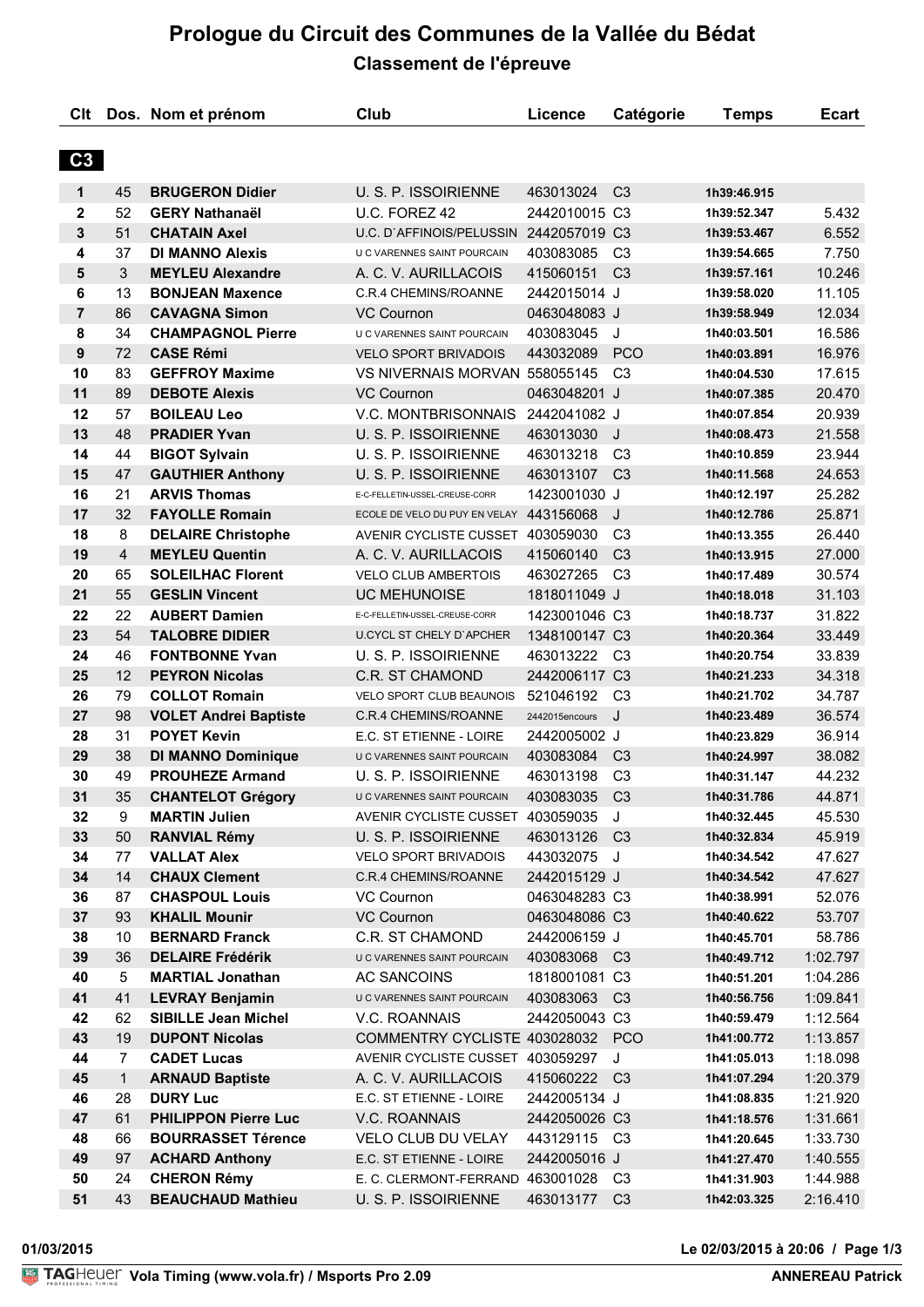# Prologue du Circuit des Communes de la Vallée du Bédat

## Classement de l'épreuve

| Clt | Dos. | Nom et prénom | Club | Licence | Catégorie | Temps | Ecart |
|---|---|---|---|---|---|---|---|
| **C3** | | | | | | | |
| 1 | 45 | **BRUGERON Didier** | U. S. P. ISSOIRIENNE | 463013024 | C3 | 1h39:46.915 | |
| 2 | 52 | **GERY Nathanaël** | U.C. FOREZ 42 | 2442010015 | C3 | 1h39:52.347 | 5.432 |
| 3 | 51 | **CHATAIN Axel** | U.C. D`AFFINOIS/PELUSSIN | 2442057019 | C3 | 1h39:53.467 | 6.552 |
| 4 | 37 | **DI MANNO Alexis** | U C VARENNES SAINT POURCAIN | 403083085 | C3 | 1h39:54.665 | 7.750 |
| 5 | 3 | **MEYLEU Alexandre** | A. C. V. AURILLACOIS | 415060151 | C3 | 1h39:57.161 | 10.246 |
| 6 | 13 | **BONJEAN Maxence** | C.R.4 CHEMINS/ROANNE | 2442015014 | J | 1h39:58.020 | 11.105 |
| 7 | 86 | **CAVAGNA Simon** | VC Cournon | 0463048083 | J | 1h39:58.949 | 12.034 |
| 8 | 34 | **CHAMPAGNOL Pierre** | U C VARENNES SAINT POURCAIN | 403083045 | J | 1h40:03.501 | 16.586 |
| 9 | 72 | **CASE Rémi** | VELO SPORT BRIVADOIS | 443032089 | PCO | 1h40:03.891 | 16.976 |
| 10 | 83 | **GEFFROY Maxime** | VS NIVERNAIS MORVAN | 558055145 | C3 | 1h40:04.530 | 17.615 |
| 11 | 89 | **DEBOTE Alexis** | VC Cournon | 0463048201 | J | 1h40:07.385 | 20.470 |
| 12 | 57 | **BOILEAU Leo** | V.C. MONTBRISONNAIS | 2442041082 | J | 1h40:07.854 | 20.939 |
| 13 | 48 | **PRADIER Yvan** | U. S. P. ISSOIRIENNE | 463013030 | J | 1h40:08.473 | 21.558 |
| 14 | 44 | **BIGOT Sylvain** | U. S. P. ISSOIRIENNE | 463013218 | C3 | 1h40:10.859 | 23.944 |
| 15 | 47 | **GAUTHIER Anthony** | U. S. P. ISSOIRIENNE | 463013107 | C3 | 1h40:11.568 | 24.653 |
| 16 | 21 | **ARVIS Thomas** | E-C-FELLETIN-USSEL-CREUSE-CORR | 1423001030 | J | 1h40:12.197 | 25.282 |
| 17 | 32 | **FAYOLLE Romain** | ECOLE DE VELO DU PUY EN VELAY | 443156068 | J | 1h40:12.786 | 25.871 |
| 18 | 8 | **DELAIRE Christophe** | AVENIR CYCLISTE CUSSET | 403059030 | C3 | 1h40:13.355 | 26.440 |
| 19 | 4 | **MEYLEU Quentin** | A. C. V. AURILLACOIS | 415060140 | C3 | 1h40:13.915 | 27.000 |
| 20 | 65 | **SOLEILHAC Florent** | VELO CLUB AMBERTOIS | 463027265 | C3 | 1h40:17.489 | 30.574 |
| 21 | 55 | **GESLIN Vincent** | UC MEHUNOISE | 1818011049 | J | 1h40:18.018 | 31.103 |
| 22 | 22 | **AUBERT Damien** | E-C-FELLETIN-USSEL-CREUSE-CORR | 1423001046 | C3 | 1h40:18.737 | 31.822 |
| 23 | 54 | **TALOBRE DIDIER** | U.CYCL ST CHELY D`APCHER | 1348100147 | C3 | 1h40:20.364 | 33.449 |
| 24 | 46 | **FONTBONNE Yvan** | U. S. P. ISSOIRIENNE | 463013222 | C3 | 1h40:20.754 | 33.839 |
| 25 | 12 | **PEYRON Nicolas** | C.R. ST CHAMOND | 2442006117 | C3 | 1h40:21.233 | 34.318 |
| 26 | 79 | **COLLOT Romain** | VELO SPORT CLUB BEAUNOIS | 521046192 | C3 | 1h40:21.702 | 34.787 |
| 27 | 98 | **VOLET Andrei Baptiste** | C.R.4 CHEMINS/ROANNE | 2442015encours | J | 1h40:23.489 | 36.574 |
| 28 | 31 | **POYET Kevin** | E.C. ST ETIENNE - LOIRE | 2442005002 | J | 1h40:23.829 | 36.914 |
| 29 | 38 | **DI MANNO Dominique** | U C VARENNES SAINT POURCAIN | 403083084 | C3 | 1h40:24.997 | 38.082 |
| 30 | 49 | **PROUHEZE Armand** | U. S. P. ISSOIRIENNE | 463013198 | C3 | 1h40:31.147 | 44.232 |
| 31 | 35 | **CHANTELOT Grégory** | U C VARENNES SAINT POURCAIN | 403083035 | C3 | 1h40:31.786 | 44.871 |
| 32 | 9 | **MARTIN Julien** | AVENIR CYCLISTE CUSSET | 403059035 | J | 1h40:32.445 | 45.530 |
| 33 | 50 | **RANVIAL Rémy** | U. S. P. ISSOIRIENNE | 463013126 | C3 | 1h40:32.834 | 45.919 |
| 34 | 77 | **VALLAT Alex** | VELO SPORT BRIVADOIS | 443032075 | J | 1h40:34.542 | 47.627 |
| 34 | 14 | **CHAUX Clement** | C.R.4 CHEMINS/ROANNE | 2442015129 | J | 1h40:34.542 | 47.627 |
| 36 | 87 | **CHASPOUL Louis** | VC Cournon | 0463048283 | C3 | 1h40:38.991 | 52.076 |
| 37 | 93 | **KHALIL Mounir** | VC Cournon | 0463048086 | C3 | 1h40:40.622 | 53.707 |
| 38 | 10 | **BERNARD Franck** | C.R. ST CHAMOND | 2442006159 | J | 1h40:45.701 | 58.786 |
| 39 | 36 | **DELAIRE Frédérik** | U C VARENNES SAINT POURCAIN | 403083068 | C3 | 1h40:49.712 | 1:02.797 |
| 40 | 5 | **MARTIAL Jonathan** | AC SANCOINS | 1818001081 | C3 | 1h40:51.201 | 1:04.286 |
| 41 | 41 | **LEVRAY Benjamin** | U C VARENNES SAINT POURCAIN | 403083063 | C3 | 1h40:56.756 | 1:09.841 |
| 42 | 62 | **SIBILLE Jean Michel** | V.C. ROANNAIS | 2442050043 | C3 | 1h40:59.479 | 1:12.564 |
| 43 | 19 | **DUPONT Nicolas** | COMMENTRY CYCLISTE | 403028032 | PCO | 1h41:00.772 | 1:13.857 |
| 44 | 7 | **CADET Lucas** | AVENIR CYCLISTE CUSSET | 403059297 | J | 1h41:05.013 | 1:18.098 |
| 45 | 1 | **ARNAUD Baptiste** | A. C. V. AURILLACOIS | 415060222 | C3 | 1h41:07.294 | 1:20.379 |
| 46 | 28 | **DURY Luc** | E.C. ST ETIENNE - LOIRE | 2442005134 | J | 1h41:08.835 | 1:21.920 |
| 47 | 61 | **PHILIPPON Pierre Luc** | V.C. ROANNAIS | 2442050026 | C3 | 1h41:18.576 | 1:31.661 |
| 48 | 66 | **BOURRASSET Térence** | VELO CLUB DU VELAY | 443129115 | C3 | 1h41:20.645 | 1:33.730 |
| 49 | 97 | **ACHARD Anthony** | E.C. ST ETIENNE - LOIRE | 2442005016 | J | 1h41:27.470 | 1:40.555 |
| 50 | 24 | **CHERON Rémy** | E. C. CLERMONT-FERRAND | 463001028 | C3 | 1h41:31.903 | 1:44.988 |
| 51 | 43 | **BEAUCHAUD Mathieu** | U. S. P. ISSOIRIENNE | 463013177 | C3 | 1h42:03.325 | 2:16.410 |

01/03/2015 — Le 02/03/2015 à 20:06

Vola Timing (www.vola.fr) / Msports Pro 2.09 — ANNEREAU Patrick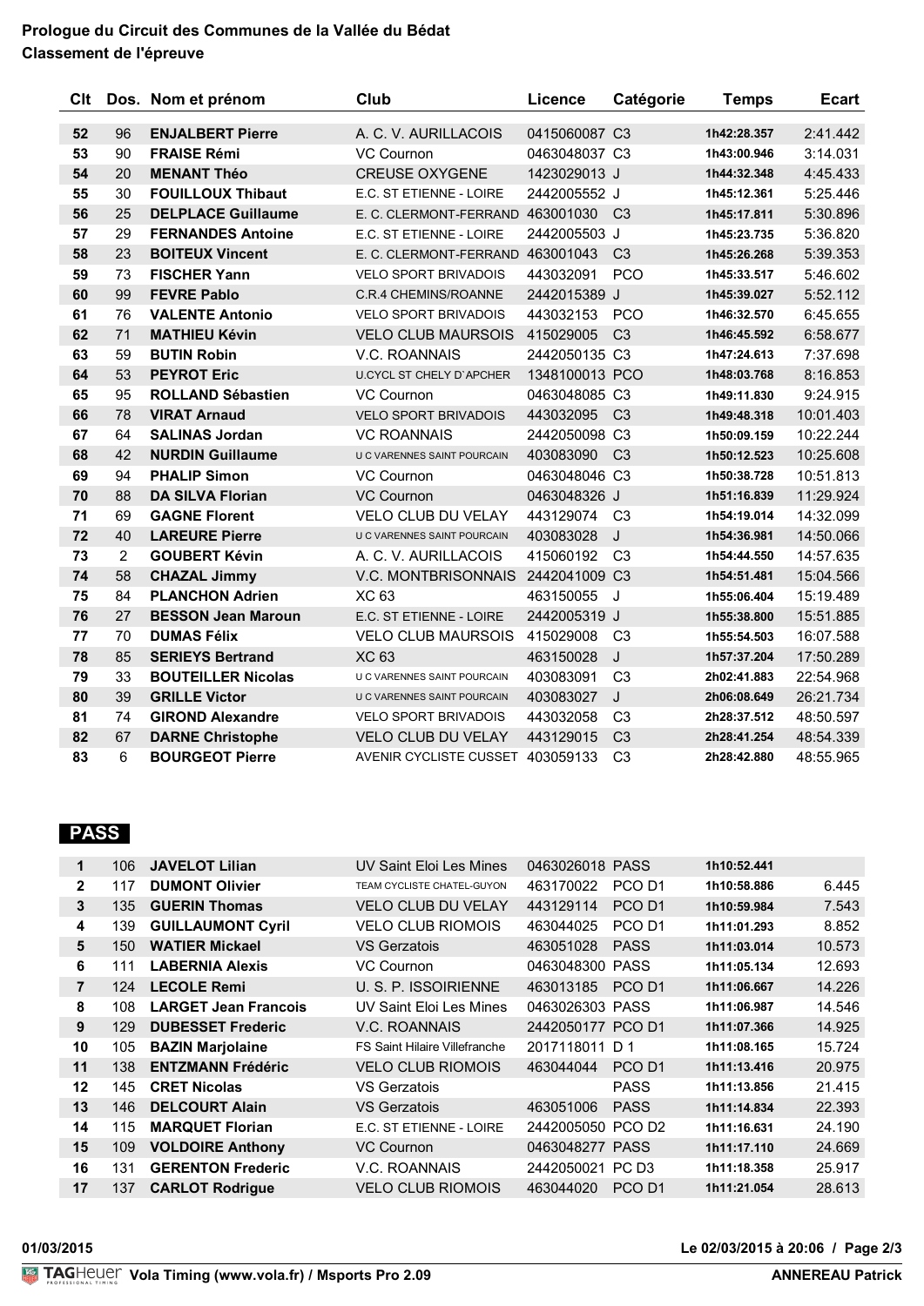**Prologue du Circuit des Communes de la Vallée du Bédat**
**Classement de l'épreuve**

| Clt | Dos. | Nom et prénom | Club | Licence | Catégorie | Temps | Ecart |
|---|---|---|---|---|---|---|---|
| 52 | 96 | **ENJALBERT Pierre** | A. C. V. AURILLACOIS | 0415060087 | C3 | 1h42:28.357 | 2:41.442 |
| 53 | 90 | **FRAISE Rémi** | VC Cournon | 0463048037 | C3 | 1h43:00.946 | 3:14.031 |
| 54 | 20 | **MENANT Théo** | CREUSE OXYGENE | 1423029013 | J | 1h44:32.348 | 4:45.433 |
| 55 | 30 | **FOUILLOUX Thibaut** | E.C. ST ETIENNE - LOIRE | 2442005552 | J | 1h45:12.361 | 5:25.446 |
| 56 | 25 | **DELPLACE Guillaume** | E. C. CLERMONT-FERRAND | 463001030 | C3 | 1h45:17.811 | 5:30.896 |
| 57 | 29 | **FERNANDES Antoine** | E.C. ST ETIENNE - LOIRE | 2442005503 | J | 1h45:23.735 | 5:36.820 |
| 58 | 23 | **BOITEUX Vincent** | E. C. CLERMONT-FERRAND | 463001043 | C3 | 1h45:26.268 | 5:39.353 |
| 59 | 73 | **FISCHER Yann** | VELO SPORT BRIVADOIS | 443032091 | PCO | 1h45:33.517 | 5:46.602 |
| 60 | 99 | **FEVRE Pablo** | C.R.4 CHEMINS/ROANNE | 2442015389 | J | 1h45:39.027 | 5:52.112 |
| 61 | 76 | **VALENTE Antonio** | VELO SPORT BRIVADOIS | 443032153 | PCO | 1h46:32.570 | 6:45.655 |
| 62 | 71 | **MATHIEU Kévin** | VELO CLUB MAURSOIS | 415029005 | C3 | 1h46:45.592 | 6:58.677 |
| 63 | 59 | **BUTIN Robin** | V.C. ROANNAIS | 2442050135 | C3 | 1h47:24.613 | 7:37.698 |
| 64 | 53 | **PEYROT Eric** | U.CYCL ST CHELY D`APCHER | 1348100013 | PCO | 1h48:03.768 | 8:16.853 |
| 65 | 95 | **ROLLAND Sébastien** | VC Cournon | 0463048085 | C3 | 1h49:11.830 | 9:24.915 |
| 66 | 78 | **VIRAT Arnaud** | VELO SPORT BRIVADOIS | 443032095 | C3 | 1h49:48.318 | 10:01.403 |
| 67 | 64 | **SALINAS Jordan** | VC ROANNAIS | 2442050098 | C3 | 1h50:09.159 | 10:22.244 |
| 68 | 42 | **NURDIN Guillaume** | U C VARENNES SAINT POURCAIN | 403083090 | C3 | 1h50:12.523 | 10:25.608 |
| 69 | 94 | **PHALIP Simon** | VC Cournon | 0463048046 | C3 | 1h50:38.728 | 10:51.813 |
| 70 | 88 | **DA SILVA Florian** | VC Cournon | 0463048326 | J | 1h51:16.839 | 11:29.924 |
| 71 | 69 | **GAGNE Florent** | VELO CLUB DU VELAY | 443129074 | C3 | 1h54:19.014 | 14:32.099 |
| 72 | 40 | **LAREURE Pierre** | U C VARENNES SAINT POURCAIN | 403083028 | J | 1h54:36.981 | 14:50.066 |
| 73 | 2 | **GOUBERT Kévin** | A. C. V. AURILLACOIS | 415060192 | C3 | 1h54:44.550 | 14:57.635 |
| 74 | 58 | **CHAZAL Jimmy** | V.C. MONTBRISONNAIS | 2442041009 | C3 | 1h54:51.481 | 15:04.566 |
| 75 | 84 | **PLANCHON Adrien** | XC 63 | 463150055 | J | 1h55:06.404 | 15:19.489 |
| 76 | 27 | **BESSON Jean Maroun** | E.C. ST ETIENNE - LOIRE | 2442005319 | J | 1h55:38.800 | 15:51.885 |
| 77 | 70 | **DUMAS Félix** | VELO CLUB MAURSOIS | 415029008 | C3 | 1h55:54.503 | 16:07.588 |
| 78 | 85 | **SERIEYS Bertrand** | XC 63 | 463150028 | J | 1h57:37.204 | 17:50.289 |
| 79 | 33 | **BOUTEILLER Nicolas** | U C VARENNES SAINT POURCAIN | 403083091 | C3 | 2h02:41.883 | 22:54.968 |
| 80 | 39 | **GRILLE Victor** | U C VARENNES SAINT POURCAIN | 403083027 | J | 2h06:08.649 | 26:21.734 |
| 81 | 74 | **GIROND Alexandre** | VELO SPORT BRIVADOIS | 443032058 | C3 | 2h28:37.512 | 48:50.597 |
| 82 | 67 | **DARNE Christophe** | VELO CLUB DU VELAY | 443129015 | C3 | 2h28:41.254 | 48:54.339 |
| 83 | 6 | **BOURGEOT Pierre** | AVENIR CYCLISTE CUSSET | 403059133 | C3 | 2h28:42.880 | 48:55.965 |

## PASS

| Clt | Dos. | Nom et prénom | Club | Licence | Catégorie | Temps | Ecart |
|---|---|---|---|---|---|---|---|
| 1 | 106 | **JAVELOT Lilian** | UV Saint Eloi Les Mines | 0463026018 | PASS | 1h10:52.441 | |
| 2 | 117 | **DUMONT Olivier** | TEAM CYCLISTE CHATEL-GUYON | 463170022 | PCO D1 | 1h10:58.886 | 6.445 |
| 3 | 135 | **GUERIN Thomas** | VELO CLUB DU VELAY | 443129114 | PCO D1 | 1h10:59.984 | 7.543 |
| 4 | 139 | **GUILLAUMONT Cyril** | VELO CLUB RIOMOIS | 463044025 | PCO D1 | 1h11:01.293 | 8.852 |
| 5 | 150 | **WATIER Mickael** | VS Gerzatois | 463051028 | PASS | 1h11:03.014 | 10.573 |
| 6 | 111 | **LABERNIA Alexis** | VC Cournon | 0463048300 | PASS | 1h11:05.134 | 12.693 |
| 7 | 124 | **LECOLE Remi** | U. S. P. ISSOIRIENNE | 463013185 | PCO D1 | 1h11:06.667 | 14.226 |
| 8 | 108 | **LARGET Jean Francois** | UV Saint Eloi Les Mines | 0463026303 | PASS | 1h11:06.987 | 14.546 |
| 9 | 129 | **DUBESSET Frederic** | V.C. ROANNAIS | 2442050177 | PCO D1 | 1h11:07.366 | 14.925 |
| 10 | 105 | **BAZIN Marjolaine** | FS Saint Hilaire Villefranche | 2017118011 | D 1 | 1h11:08.165 | 15.724 |
| 11 | 138 | **ENTZMANN Frédéric** | VELO CLUB RIOMOIS | 463044044 | PCO D1 | 1h11:13.416 | 20.975 |
| 12 | 145 | **CRET Nicolas** | VS Gerzatois | | PASS | 1h11:13.856 | 21.415 |
| 13 | 146 | **DELCOURT Alain** | VS Gerzatois | 463051006 | PASS | 1h11:14.834 | 22.393 |
| 14 | 115 | **MARQUET Florian** | E.C. ST ETIENNE - LOIRE | 2442005050 | PCO D2 | 1h11:16.631 | 24.190 |
| 15 | 109 | **VOLDOIRE Anthony** | VC Cournon | 0463048277 | PASS | 1h11:17.110 | 24.669 |
| 16 | 131 | **GERENTON Frederic** | V.C. ROANNAIS | 2442050021 | PC D3 | 1h11:18.358 | 25.917 |
| 17 | 137 | **CARLOT Rodrigue** | VELO CLUB RIOMOIS | 463044020 | PCO D1 | 1h11:21.054 | 28.613 |

01/03/2015 — Le 02/03/2015 à 20:06

Vola Timing (www.vola.fr) / Msports Pro 2.09 — ANNEREAU Patrick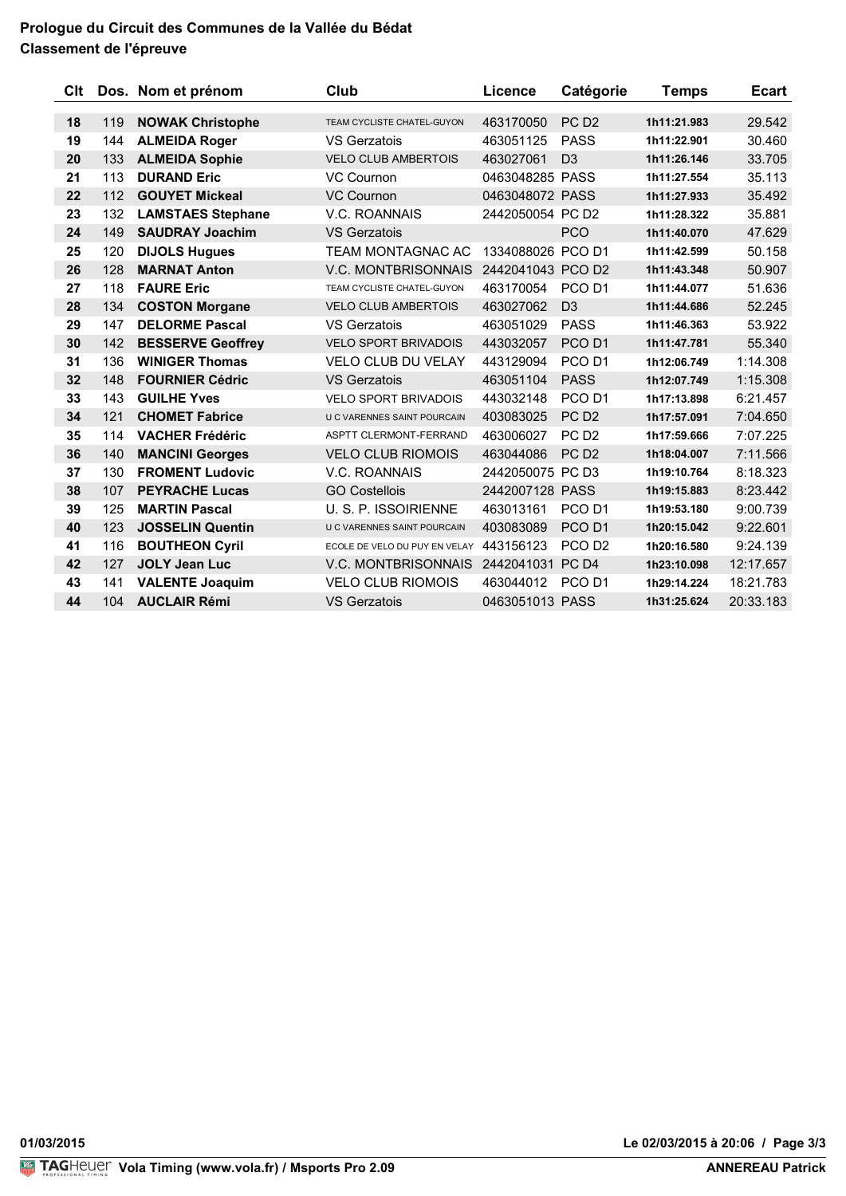**Prologue du Circuit des Communes de la Vallée du Bédat**
**Classement de l'épreuve**

| Clt | Dos. | Nom et prénom | Club | Licence | Catégorie | Temps | Ecart |
|---|---|---|---|---|---|---|---|
| 18 | 119 | **NOWAK Christophe** | TEAM CYCLISTE CHATEL-GUYON | 463170050 | PC D2 | 1h11:21.983 | 29.542 |
| 19 | 144 | **ALMEIDA Roger** | VS Gerzatois | 463051125 | PASS | 1h11:22.901 | 30.460 |
| 20 | 133 | **ALMEIDA Sophie** | VELO CLUB AMBERTOIS | 463027061 | D3 | 1h11:26.146 | 33.705 |
| 21 | 113 | **DURAND Eric** | VC Cournon | 0463048285 | PASS | 1h11:27.554 | 35.113 |
| 22 | 112 | **GOUYET Mickeal** | VC Cournon | 0463048072 | PASS | 1h11:27.933 | 35.492 |
| 23 | 132 | **LAMSTAES Stephane** | V.C. ROANNAIS | 2442050054 | PC D2 | 1h11:28.322 | 35.881 |
| 24 | 149 | **SAUDRAY Joachim** | VS Gerzatois | | PCO | 1h11:40.070 | 47.629 |
| 25 | 120 | **DIJOLS Hugues** | TEAM MONTAGNAC AC | 1334088026 | PCO D1 | 1h11:42.599 | 50.158 |
| 26 | 128 | **MARNAT Anton** | V.C. MONTBRISONNAIS | 2442041043 | PCO D2 | 1h11:43.348 | 50.907 |
| 27 | 118 | **FAURE Eric** | TEAM CYCLISTE CHATEL-GUYON | 463170054 | PCO D1 | 1h11:44.077 | 51.636 |
| 28 | 134 | **COSTON Morgane** | VELO CLUB AMBERTOIS | 463027062 | D3 | 1h11:44.686 | 52.245 |
| 29 | 147 | **DELORME Pascal** | VS Gerzatois | 463051029 | PASS | 1h11:46.363 | 53.922 |
| 30 | 142 | **BESSERVE Geoffrey** | VELO SPORT BRIVADOIS | 443032057 | PCO D1 | 1h11:47.781 | 55.340 |
| 31 | 136 | **WINIGER Thomas** | VELO CLUB DU VELAY | 443129094 | PCO D1 | 1h12:06.749 | 1:14.308 |
| 32 | 148 | **FOURNIER Cédric** | VS Gerzatois | 463051104 | PASS | 1h12:07.749 | 1:15.308 |
| 33 | 143 | **GUILHE Yves** | VELO SPORT BRIVADOIS | 443032148 | PCO D1 | 1h17:13.898 | 6:21.457 |
| 34 | 121 | **CHOMET Fabrice** | U C VARENNES SAINT POURCAIN | 403083025 | PC D2 | 1h17:57.091 | 7:04.650 |
| 35 | 114 | **VACHER Frédéric** | ASPTT CLERMONT-FERRAND | 463006027 | PC D2 | 1h17:59.666 | 7:07.225 |
| 36 | 140 | **MANCINI Georges** | VELO CLUB RIOMOIS | 463044086 | PC D2 | 1h18:04.007 | 7:11.566 |
| 37 | 130 | **FROMENT Ludovic** | V.C. ROANNAIS | 2442050075 | PC D3 | 1h19:10.764 | 8:18.323 |
| 38 | 107 | **PEYRACHE Lucas** | GO Costellois | 2442007128 | PASS | 1h19:15.883 | 8:23.442 |
| 39 | 125 | **MARTIN Pascal** | U. S. P. ISSOIRIENNE | 463013161 | PCO D1 | 1h19:53.180 | 9:00.739 |
| 40 | 123 | **JOSSELIN Quentin** | U C VARENNES SAINT POURCAIN | 403083089 | PCO D1 | 1h20:15.042 | 9:22.601 |
| 41 | 116 | **BOUTHEON Cyril** | ECOLE DE VELO DU PUY EN VELAY | 443156123 | PCO D2 | 1h20:16.580 | 9:24.139 |
| 42 | 127 | **JOLY Jean Luc** | V.C. MONTBRISONNAIS | 2442041031 | PC D4 | 1h23:10.098 | 12:17.657 |
| 43 | 141 | **VALENTE Joaquim** | VELO CLUB RIOMOIS | 463044012 | PCO D1 | 1h29:14.224 | 18:21.783 |
| 44 | 104 | **AUCLAIR Rémi** | VS Gerzatois | 0463051013 | PASS | 1h31:25.624 | 20:33.183 |

01/03/2015 — Le 02/03/2015 à 20:06

TAGHeuer Vola Timing (www.vola.fr) / Msports Pro 2.09 — ANNEREAU Patrick